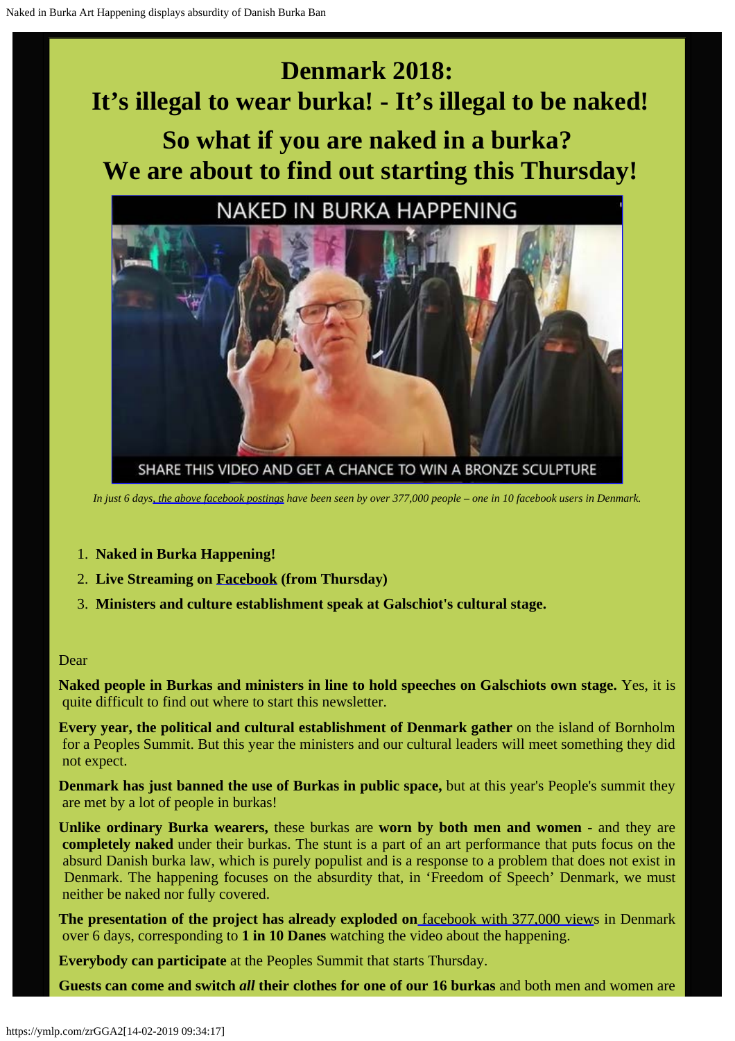# Denmark 2018:
# It's illegal to wear burka! - It's illegal to be naked!
## So what if you are naked in a burka?
## We are about to find out starting this Thursday!

*In just 6 days, the above facebook postings have been seen by over 377,000 people – one in 10 facebook users in Denmark.*

1. **Naked in Burka Happening!**
2. **Live Streaming on Facebook (from Thursday)**
3. **Ministers and culture establishment speak at Galschiot's cultural stage.**

Dear

**Naked people in Burkas and ministers in line to hold speeches on Galschiots own stage.** Yes, it is quite difficult to find out where to start this newsletter.

**Every year, the political and cultural establishment of Denmark gather** on the island of Bornholm for a Peoples Summit. But this year the ministers and our cultural leaders will meet something they did not expect.

**Denmark has just banned the use of Burkas in public space,** but at this year's People's summit they are met by a lot of people in burkas!

**Unlike ordinary Burka wearers,** these burkas are **worn by both men and women** - and they are **completely naked** under their burkas. The stunt is a part of an art performance that puts focus on the absurd Danish burka law, which is purely populist and is a response to a problem that does not exist in Denmark. The happening focuses on the absurdity that, in 'Freedom of Speech' Denmark, we must neither be naked nor fully covered.

**The presentation of the project has already exploded on** facebook with 377,000 views in Denmark over 6 days, corresponding to **1 in 10 Danes** watching the video about the happening.

**Everybody can participate** at the Peoples Summit that starts Thursday.

**Guests can come and switch *all* their clothes for one of our 16 burkas** and both men and women are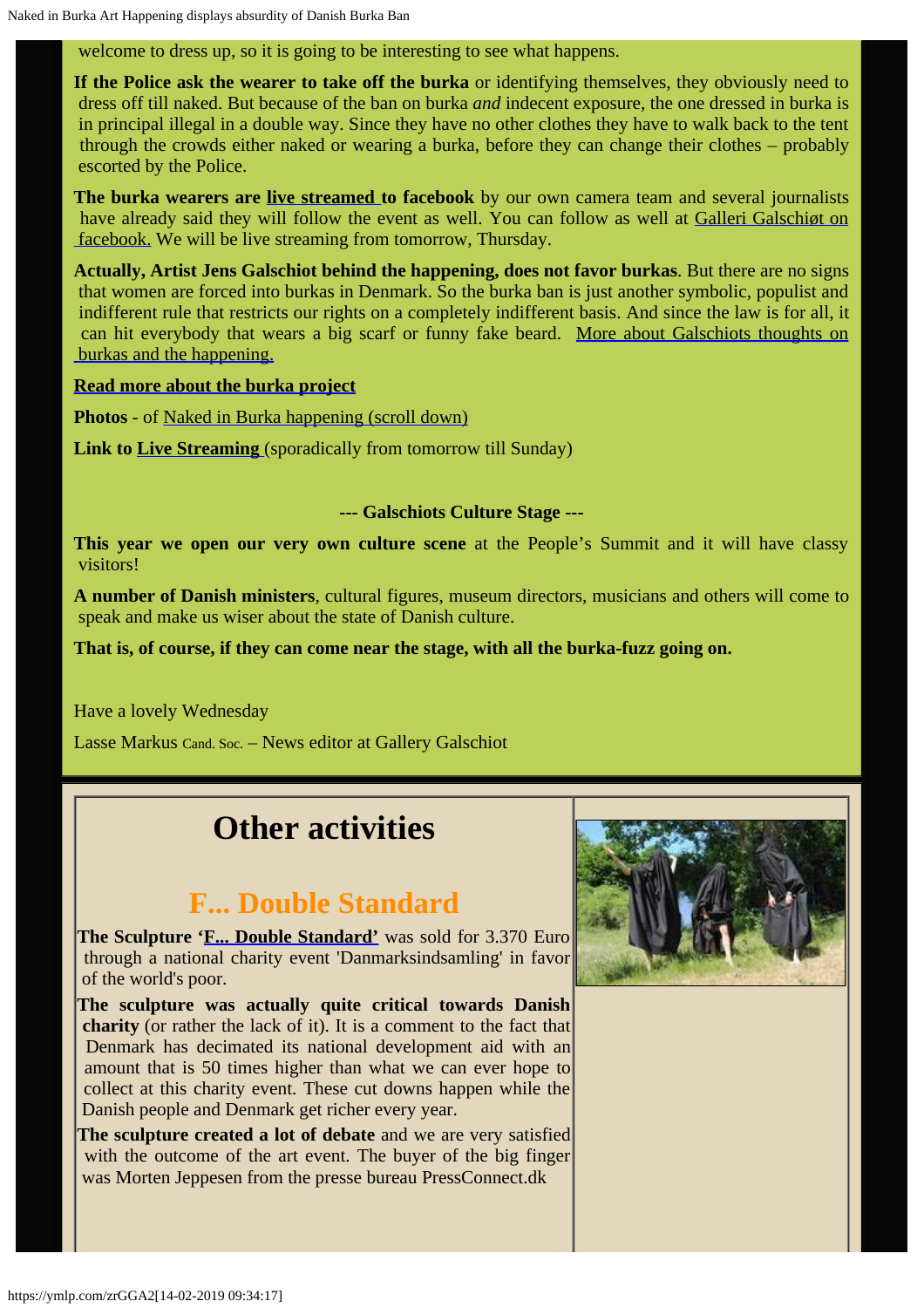welcome to dress up, so it is going to be interesting to see what happens.

**If the Police ask the wearer to take off the burka** or identifying themselves, they obviously need to dress off till naked. But because of the ban on burka *and* indecent exposure, the one dressed in burka is in principal illegal in a double way. Since they have no other clothes they have to walk back to the tent through the crowds either naked or wearing a burka, before they can change their clothes – probably escorted by the Police.

**The burka wearers are live streamed to facebook** by our own camera team and several journalists have already said they will follow the event as well. You can follow as well at Galleri Galschiøt on facebook. We will be live streaming from tomorrow, Thursday.

**Actually, Artist Jens Galschiot behind the happening, does not favor burkas**. But there are no signs that women are forced into burkas in Denmark. So the burka ban is just another symbolic, populist and indifferent rule that restricts our rights on a completely indifferent basis. And since the law is for all, it can hit everybody that wears a big scarf or funny fake beard. More about Galschiots thoughts on burkas and the happening.

**Read more about the burka project**

**Photos** - of Naked in Burka happening (scroll down)

**Link to Live Streaming** (sporadically from tomorrow till Sunday)

**--- Galschiots Culture Stage ---**

**This year we open our very own culture scene** at the People's Summit and it will have classy visitors!

**A number of Danish ministers**, cultural figures, museum directors, musicians and others will come to speak and make us wiser about the state of Danish culture.

**That is, of course, if they can come near the stage, with all the burka-fuzz going on.**

Have a lovely Wednesday

Lasse Markus Cand. Soc. – News editor at Gallery Galschiot

# Other activities

## F... Double Standard

**The Sculpture 'F... Double Standard'** was sold for 3.370 Euro through a national charity event 'Danmarksindsamling' in favor of the world's poor.

**The sculpture was actually quite critical towards Danish charity** (or rather the lack of it). It is a comment to the fact that Denmark has decimated its national development aid with an amount that is 50 times higher than what we can ever hope to collect at this charity event. These cut downs happen while the Danish people and Denmark get richer every year.

**The sculpture created a lot of debate** and we are very satisfied with the outcome of the art event. The buyer of the big finger was Morten Jeppesen from the presse bureau PressConnect.dk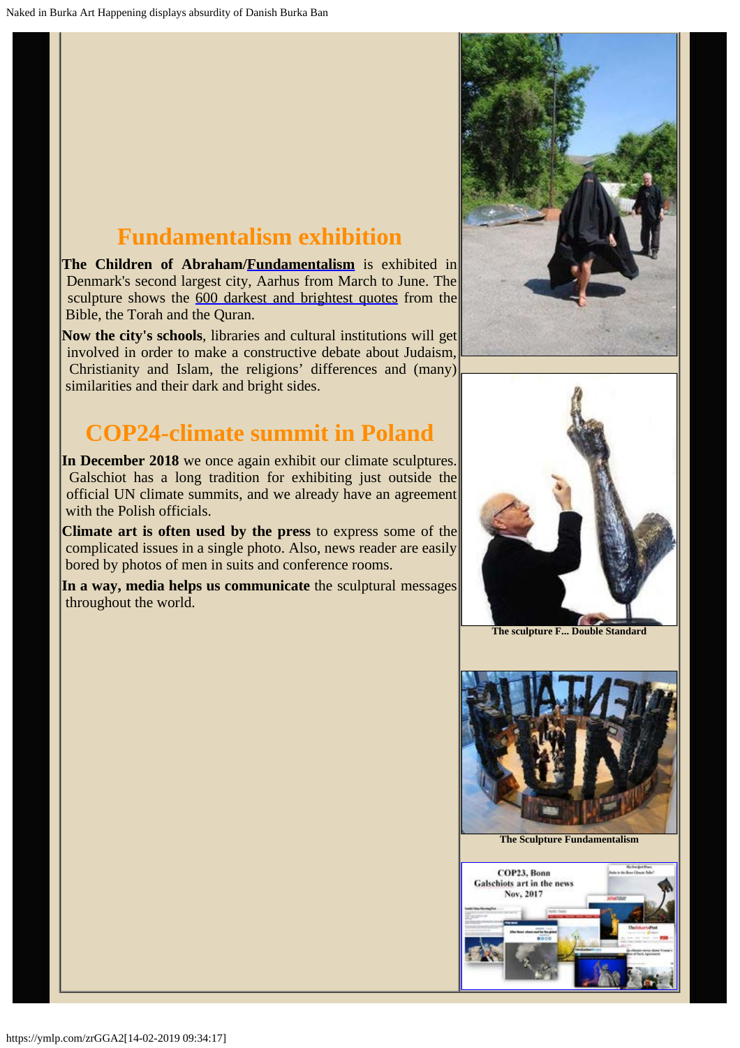## Fundamentalism exhibition

**The Children of Abraham/Fundamentalism** is exhibited in Denmark's second largest city, Aarhus from March to June. The sculpture shows the 600 darkest and brightest quotes from the Bible, the Torah and the Quran.

**Now the city's schools**, libraries and cultural institutions will get involved in order to make a constructive debate about Judaism, Christianity and Islam, the religions' differences and (many) similarities and their dark and bright sides.

## COP24-climate summit in Poland

**In December 2018** we once again exhibit our climate sculptures. Galschiot has a long tradition for exhibiting just outside the official UN climate summits, and we already have an agreement with the Polish officials.

**Climate art is often used by the press** to express some of the complicated issues in a single photo. Also, news reader are easily bored by photos of men in suits and conference rooms.

**In a way, media helps us communicate** the sculptural messages throughout the world.

The sculpture F... Double Standard

The Sculpture Fundamentalism

COP23, Bonn
Galschiots art in the news
Nov, 2017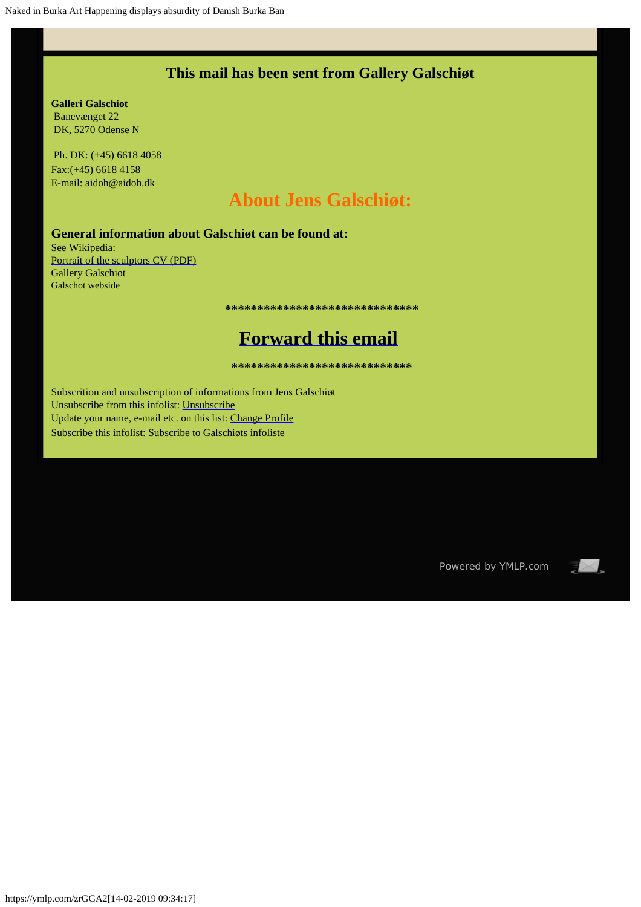## This mail has been sent from Gallery Galschiøt

**Galleri Galschiot**
Banevænget 22
DK, 5270 Odense N

Ph. DK: (+45) 6618 4058
Fax:(+45) 6618 4158
E-mail: aidoh@aidoh.dk

## About Jens Galschiøt:

### General information about Galschiøt can be found at:

See Wikipedia:
Portrait of the sculptors CV (PDF)
Gallery Galschiot
Galschot webside

******************************

## Forward this email

****************************

Subscrition and unsubscription of informations from Jens Galschiøt
Unsubscribe from this infolist: Unsubscribe
Update your name, e-mail etc. on this list: Change Profile
Subscribe this infolist: Subscribe to Galschiøts infoliste

Powered by YMLP.com